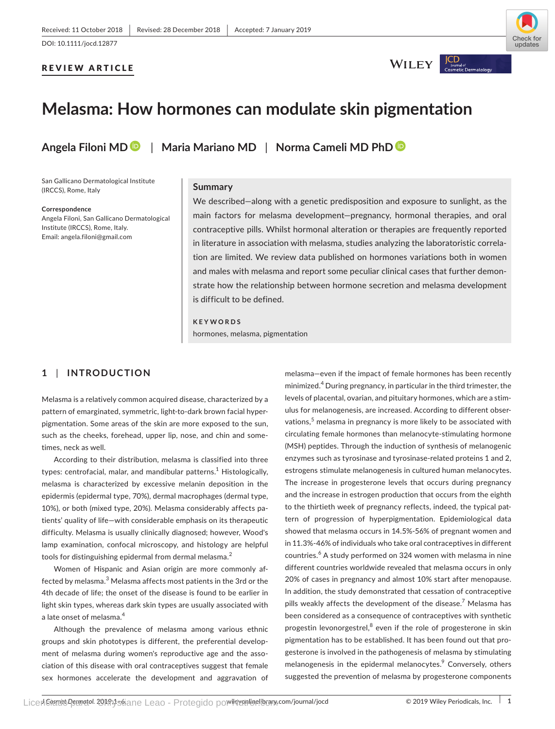Received: 11 October 2018 | Revised: 28 December 2018 | Accepted: 7 January 2019

DOI: 10.1111/jocd.12877

**REVIEW ARTICLE**

# Melasma: How hormones can modulate skin pigmentation

**Angela Filoni MD** | **Maria Mariano MD** | **Norma Cameli MD PhD**

San Gallicano Dermatological Institute (IRCCS), Rome, Italy

**Correspondence**
Angela Filoni, San Gallicano Dermatological Institute (IRCCS), Rome, Italy.
Email: angela.filoni@gmail.com

## Summary

We described—along with a genetic predisposition and exposure to sunlight, as the main factors for melasma development—pregnancy, hormonal therapies, and oral contraceptive pills. Whilst hormonal alteration or therapies are frequently reported in literature in association with melasma, studies analyzing the laboratoristic correlation are limited. We review data published on hormones variations both in women and males with melasma and report some peculiar clinical cases that further demonstrate how the relationship between hormone secretion and melasma development is difficult to be defined.

**KEYWORDS**

hormones, melasma, pigmentation

## 1 | INTRODUCTION

Melasma is a relatively common acquired disease, characterized by a pattern of emarginated, symmetric, light-to-dark brown facial hyperpigmentation. Some areas of the skin are more exposed to the sun, such as the cheeks, forehead, upper lip, nose, and chin and sometimes, neck as well.

According to their distribution, melasma is classified into three types: centrofacial, malar, and mandibular patterns.[1] Histologically, melasma is characterized by excessive melanin deposition in the epidermis (epidermal type, 70%), dermal macrophages (dermal type, 10%), or both (mixed type, 20%). Melasma considerably affects patients' quality of life—with considerable emphasis on its therapeutic difficulty. Melasma is usually clinically diagnosed; however, Wood's lamp examination, confocal microscopy, and histology are helpful tools for distinguishing epidermal from dermal melasma.[2]

Women of Hispanic and Asian origin are more commonly affected by melasma.[3] Melasma affects most patients in the 3rd or the 4th decade of life; the onset of the disease is found to be earlier in light skin types, whereas dark skin types are usually associated with a late onset of melasma.[4]

Although the prevalence of melasma among various ethnic groups and skin phototypes is different, the preferential development of melasma during women's reproductive age and the association of this disease with oral contraceptives suggest that female sex hormones accelerate the development and aggravation of melasma—even if the impact of female hormones has been recently minimized.[4] During pregnancy, in particular in the third trimester, the levels of placental, ovarian, and pituitary hormones, which are a stimulus for melanogenesis, are increased. According to different observations,[5] melasma in pregnancy is more likely to be associated with circulating female hormones than melanocyte-stimulating hormone (MSH) peptides. Through the induction of synthesis of melanogenic enzymes such as tyrosinase and tyrosinase-related proteins 1 and 2, estrogens stimulate melanogenesis in cultured human melanocytes. The increase in progesterone levels that occurs during pregnancy and the increase in estrogen production that occurs from the eighth to the thirtieth week of pregnancy reflects, indeed, the typical pattern of progression of hyperpigmentation. Epidemiological data showed that melasma occurs in 14.5%-56% of pregnant women and in 11.3%-46% of individuals who take oral contraceptives in different countries.[6] A study performed on 324 women with melasma in nine different countries worldwide revealed that melasma occurs in only 20% of cases in pregnancy and almost 10% start after menopause. In addition, the study demonstrated that cessation of contraceptive pills weakly affects the development of the disease.[7] Melasma has been considered as a consequence of contraceptives with synthetic progestin levonorgestrel,[8] even if the role of progesterone in skin pigmentation has to be established. It has been found out that progesterone is involved in the pathogenesis of melasma by stimulating melanogenesis in the epidermal melanocytes.[9] Conversely, others suggested the prevention of melasma by progesterone components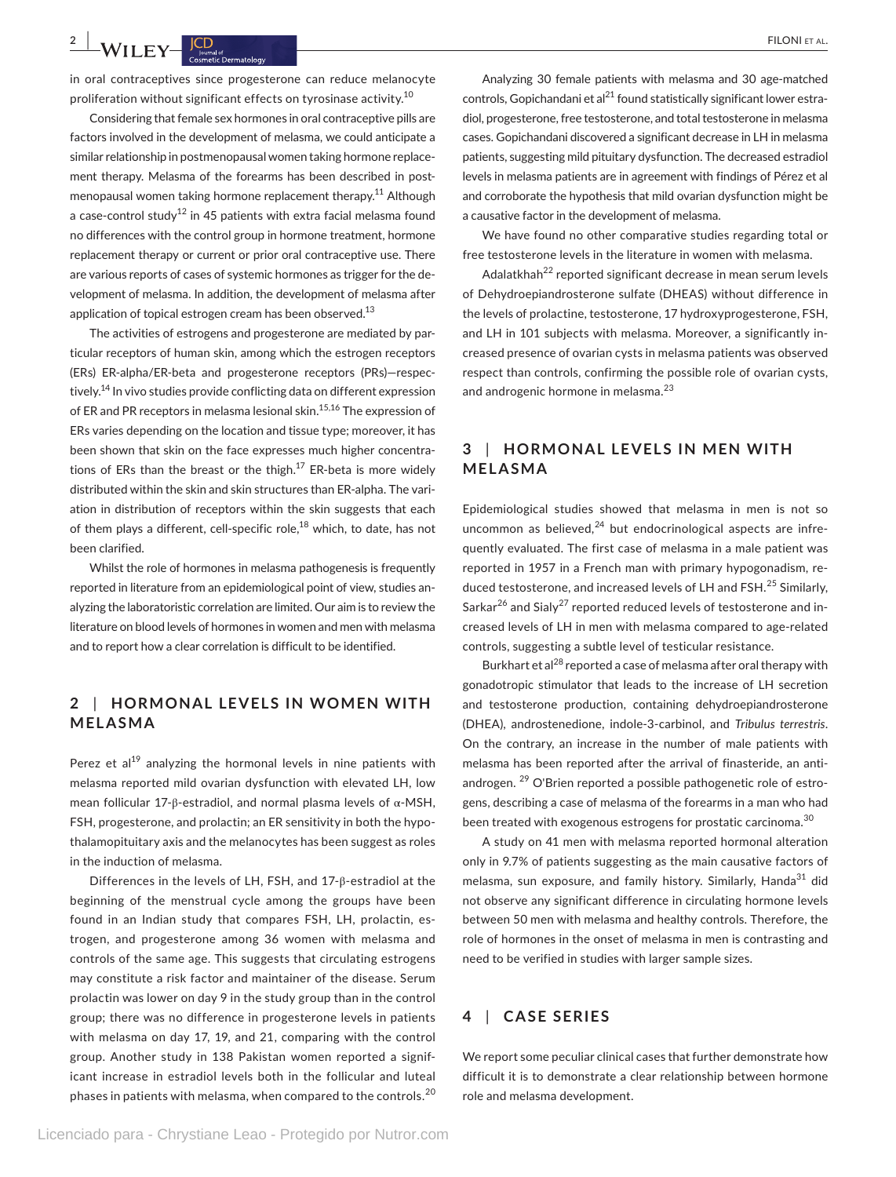in oral contraceptives since progesterone can reduce melanocyte proliferation without significant effects on tyrosinase activity.[10]

Considering that female sex hormones in oral contraceptive pills are factors involved in the development of melasma, we could anticipate a similar relationship in postmenopausal women taking hormone replacement therapy. Melasma of the forearms has been described in postmenopausal women taking hormone replacement therapy.[11] Although a case-control study[12] in 45 patients with extra facial melasma found no differences with the control group in hormone treatment, hormone replacement therapy or current or prior oral contraceptive use. There are various reports of cases of systemic hormones as trigger for the development of melasma. In addition, the development of melasma after application of topical estrogen cream has been observed.[13]

The activities of estrogens and progesterone are mediated by particular receptors of human skin, among which the estrogen receptors (ERs) ER-alpha/ER-beta and progesterone receptors (PRs)—respectively.[14] In vivo studies provide conflicting data on different expression of ER and PR receptors in melasma lesional skin.[15,16] The expression of ERs varies depending on the location and tissue type; moreover, it has been shown that skin on the face expresses much higher concentrations of ERs than the breast or the thigh.[17] ER-beta is more widely distributed within the skin and skin structures than ER-alpha. The variation in distribution of receptors within the skin suggests that each of them plays a different, cell-specific role,[18] which, to date, has not been clarified.

Whilst the role of hormones in melasma pathogenesis is frequently reported in literature from an epidemiological point of view, studies analyzing the laboratoristic correlation are limited. Our aim is to review the literature on blood levels of hormones in women and men with melasma and to report how a clear correlation is difficult to be identified.

## 2 | HORMONAL LEVELS IN WOMEN WITH MELASMA

Perez et al[19] analyzing the hormonal levels in nine patients with melasma reported mild ovarian dysfunction with elevated LH, low mean follicular 17-β-estradiol, and normal plasma levels of α-MSH, FSH, progesterone, and prolactin; an ER sensitivity in both the hypothalamopituitary axis and the melanocytes has been suggest as roles in the induction of melasma.

Differences in the levels of LH, FSH, and 17-β-estradiol at the beginning of the menstrual cycle among the groups have been found in an Indian study that compares FSH, LH, prolactin, estrogen, and progesterone among 36 women with melasma and controls of the same age. This suggests that circulating estrogens may constitute a risk factor and maintainer of the disease. Serum prolactin was lower on day 9 in the study group than in the control group; there was no difference in progesterone levels in patients with melasma on day 17, 19, and 21, comparing with the control group. Another study in 138 Pakistan women reported a significant increase in estradiol levels both in the follicular and luteal phases in patients with melasma, when compared to the controls.[20]

Analyzing 30 female patients with melasma and 30 age-matched controls, Gopichandani et al[21] found statistically significant lower estradiol, progesterone, free testosterone, and total testosterone in melasma cases. Gopichandani discovered a significant decrease in LH in melasma patients, suggesting mild pituitary dysfunction. The decreased estradiol levels in melasma patients are in agreement with findings of Pérez et al and corroborate the hypothesis that mild ovarian dysfunction might be a causative factor in the development of melasma.

We have found no other comparative studies regarding total or free testosterone levels in the literature in women with melasma.

Adalatkhah[22] reported significant decrease in mean serum levels of Dehydroepiandrosterone sulfate (DHEAS) without difference in the levels of prolactine, testosterone, 17 hydroxyprogesterone, FSH, and LH in 101 subjects with melasma. Moreover, a significantly increased presence of ovarian cysts in melasma patients was observed respect than controls, confirming the possible role of ovarian cysts, and androgenic hormone in melasma.[23]

## 3 | HORMONAL LEVELS IN MEN WITH MELASMA

Epidemiological studies showed that melasma in men is not so uncommon as believed,[24] but endocrinological aspects are infrequently evaluated. The first case of melasma in a male patient was reported in 1957 in a French man with primary hypogonadism, reduced testosterone, and increased levels of LH and FSH.[25] Similarly, Sarkar[26] and Sialy[27] reported reduced levels of testosterone and increased levels of LH in men with melasma compared to age-related controls, suggesting a subtle level of testicular resistance.

Burkhart et al[28] reported a case of melasma after oral therapy with gonadotropic stimulator that leads to the increase of LH secretion and testosterone production, containing dehydroepiandrosterone (DHEA), androstenedione, indole-3-carbinol, and *Tribulus terrestris*. On the contrary, an increase in the number of male patients with melasma has been reported after the arrival of finasteride, an antiandrogen.[29] O'Brien reported a possible pathogenetic role of estrogens, describing a case of melasma of the forearms in a man who had been treated with exogenous estrogens for prostatic carcinoma.[30]

A study on 41 men with melasma reported hormonal alteration only in 9.7% of patients suggesting as the main causative factors of melasma, sun exposure, and family history. Similarly, Handa[31] did not observe any significant difference in circulating hormone levels between 50 men with melasma and healthy controls. Therefore, the role of hormones in the onset of melasma in men is contrasting and need to be verified in studies with larger sample sizes.

## 4 | CASE SERIES

We report some peculiar clinical cases that further demonstrate how difficult it is to demonstrate a clear relationship between hormone role and melasma development.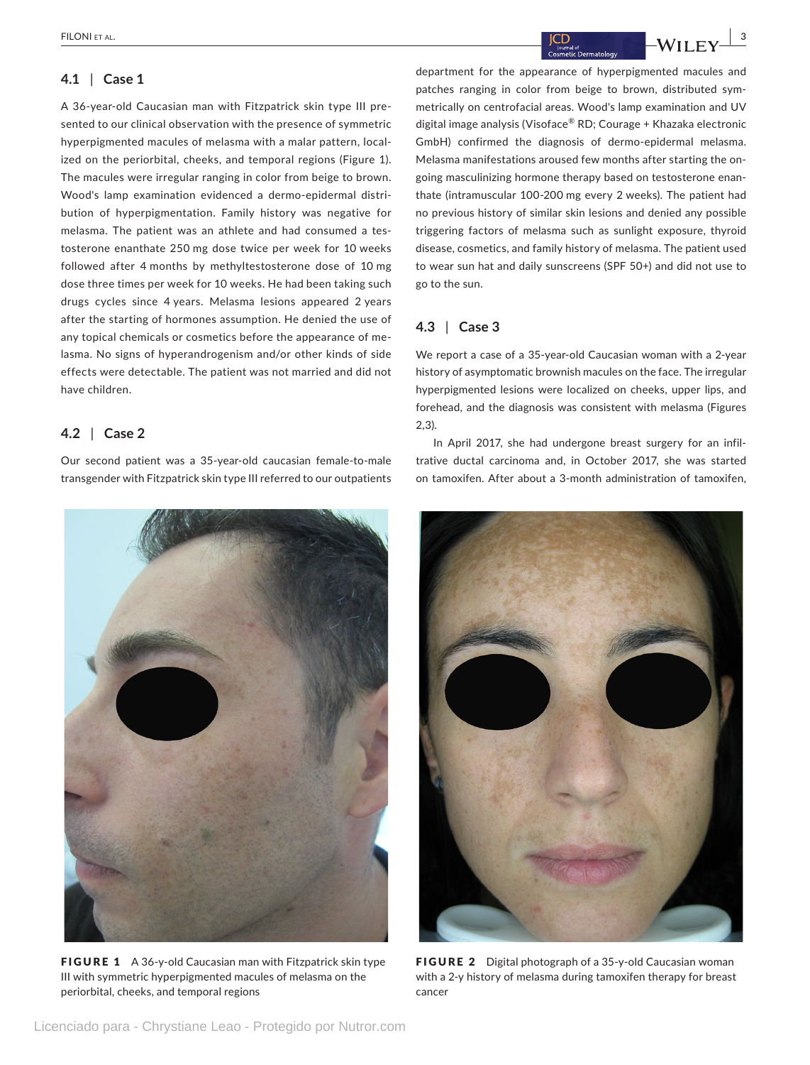### 4.1 | Case 1

A 36-year-old Caucasian man with Fitzpatrick skin type III presented to our clinical observation with the presence of symmetric hyperpigmented macules of melasma with a malar pattern, localized on the periorbital, cheeks, and temporal regions (Figure 1). The macules were irregular ranging in color from beige to brown. Wood's lamp examination evidenced a dermo-epidermal distribution of hyperpigmentation. Family history was negative for melasma. The patient was an athlete and had consumed a testosterone enanthate 250 mg dose twice per week for 10 weeks followed after 4 months by methyltestosterone dose of 10 mg dose three times per week for 10 weeks. He had been taking such drugs cycles since 4 years. Melasma lesions appeared 2 years after the starting of hormones assumption. He denied the use of any topical chemicals or cosmetics before the appearance of melasma. No signs of hyperandrogenism and/or other kinds of side effects were detectable. The patient was not married and did not have children.

### 4.2 | Case 2

Our second patient was a 35-year-old caucasian female-to-male transgender with Fitzpatrick skin type III referred to our outpatients department for the appearance of hyperpigmented macules and patches ranging in color from beige to brown, distributed symmetrically on centrofacial areas. Wood's lamp examination and UV digital image analysis (Visoface® RD; Courage + Khazaka electronic GmbH) confirmed the diagnosis of dermo-epidermal melasma. Melasma manifestations aroused few months after starting the ongoing masculinizing hormone therapy based on testosterone enanthate (intramuscular 100-200 mg every 2 weeks). The patient had no previous history of similar skin lesions and denied any possible triggering factors of melasma such as sunlight exposure, thyroid disease, cosmetics, and family history of melasma. The patient used to wear sun hat and daily sunscreens (SPF 50+) and did not use to go to the sun.

### 4.3 | Case 3

We report a case of a 35-year-old Caucasian woman with a 2-year history of asymptomatic brownish macules on the face. The irregular hyperpigmented lesions were localized on cheeks, upper lips, and forehead, and the diagnosis was consistent with melasma (Figures 2,3).

In April 2017, she had undergone breast surgery for an infiltrative ductal carcinoma and, in October 2017, she was started on tamoxifen. After about a 3-month administration of tamoxifen,

**FIGURE 1** A 36-y-old Caucasian man with Fitzpatrick skin type III with symmetric hyperpigmented macules of melasma on the periorbital, cheeks, and temporal regions

**FIGURE 2** Digital photograph of a 35-y-old Caucasian woman with a 2-y history of melasma during tamoxifen therapy for breast cancer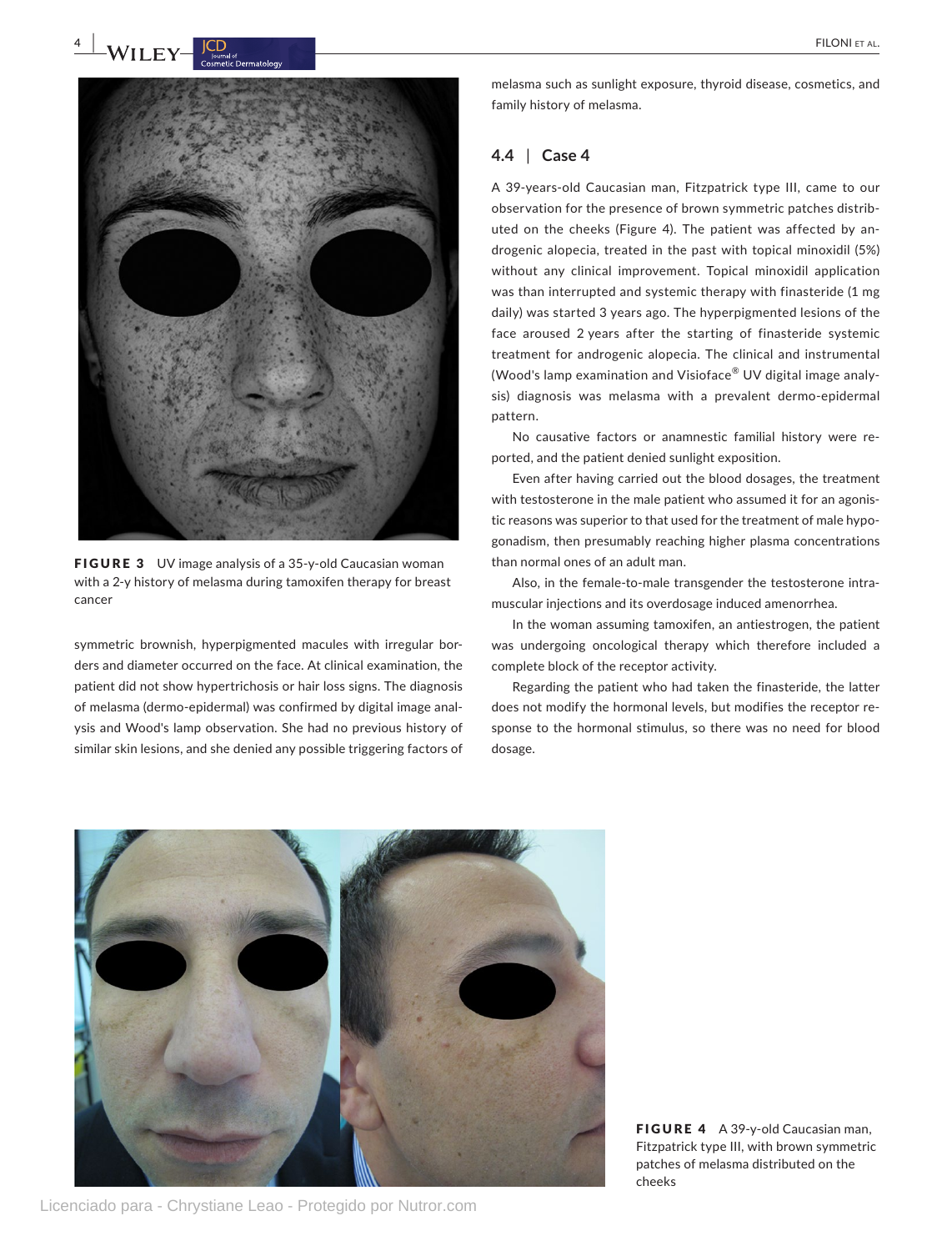FIGURE 3 UV image analysis of a 35-y-old Caucasian woman with a 2-y history of melasma during tamoxifen therapy for breast cancer

symmetric brownish, hyperpigmented macules with irregular borders and diameter occurred on the face. At clinical examination, the patient did not show hypertrichosis or hair loss signs. The diagnosis of melasma (dermo-epidermal) was confirmed by digital image analysis and Wood's lamp observation. She had no previous history of similar skin lesions, and she denied any possible triggering factors of melasma such as sunlight exposure, thyroid disease, cosmetics, and family history of melasma.

### 4.4 | Case 4

A 39-years-old Caucasian man, Fitzpatrick type III, came to our observation for the presence of brown symmetric patches distributed on the cheeks (Figure 4). The patient was affected by androgenic alopecia, treated in the past with topical minoxidil (5%) without any clinical improvement. Topical minoxidil application was than interrupted and systemic therapy with finasteride (1 mg daily) was started 3 years ago. The hyperpigmented lesions of the face aroused 2 years after the starting of finasteride systemic treatment for androgenic alopecia. The clinical and instrumental (Wood's lamp examination and Visioface® UV digital image analysis) diagnosis was melasma with a prevalent dermo-epidermal pattern.

No causative factors or anamnestic familial history were reported, and the patient denied sunlight exposition.

Even after having carried out the blood dosages, the treatment with testosterone in the male patient who assumed it for an agonistic reasons was superior to that used for the treatment of male hypogonadism, then presumably reaching higher plasma concentrations than normal ones of an adult man.

Also, in the female-to-male transgender the testosterone intramuscular injections and its overdosage induced amenorrhea.

In the woman assuming tamoxifen, an antiestrogen, the patient was undergoing oncological therapy which therefore included a complete block of the receptor activity.

Regarding the patient who had taken the finasteride, the latter does not modify the hormonal levels, but modifies the receptor response to the hormonal stimulus, so there was no need for blood dosage.

FIGURE 4 A 39-y-old Caucasian man, Fitzpatrick type III, with brown symmetric patches of melasma distributed on the cheeks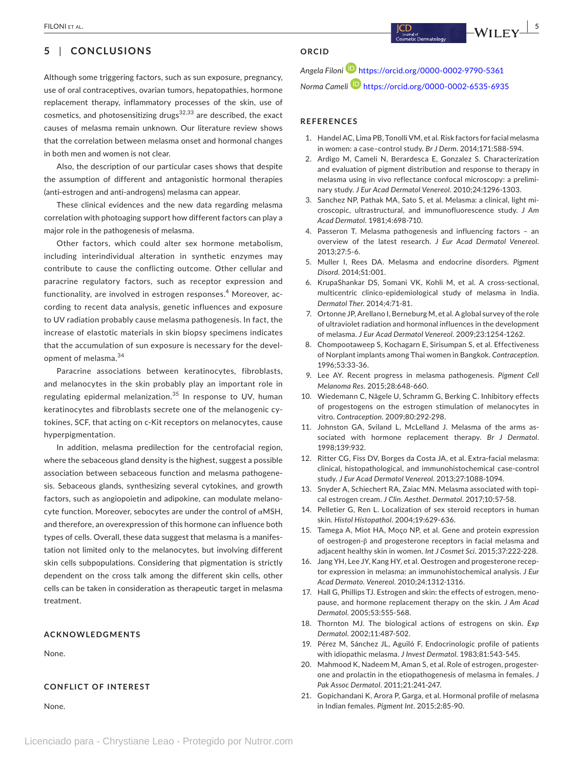## 5 | CONCLUSIONS

Although some triggering factors, such as sun exposure, pregnancy, use of oral contraceptives, ovarian tumors, hepatopathies, hormone replacement therapy, inflammatory processes of the skin, use of cosmetics, and photosensitizing drugs[32,33] are described, the exact causes of melasma remain unknown. Our literature review shows that the correlation between melasma onset and hormonal changes in both men and women is not clear.

Also, the description of our particular cases shows that despite the assumption of different and antagonistic hormonal therapies (anti-estrogen and anti-androgens) melasma can appear.

These clinical evidences and the new data regarding melasma correlation with photoaging support how different factors can play a major role in the pathogenesis of melasma.

Other factors, which could alter sex hormone metabolism, including interindividual alteration in synthetic enzymes may contribute to cause the conflicting outcome. Other cellular and paracrine regulatory factors, such as receptor expression and functionality, are involved in estrogen responses.[4] Moreover, according to recent data analysis, genetic influences and exposure to UV radiation probably cause melasma pathogenesis. In fact, the increase of elastotic materials in skin biopsy specimens indicates that the accumulation of sun exposure is necessary for the development of melasma.[34]

Paracrine associations between keratinocytes, fibroblasts, and melanocytes in the skin probably play an important role in regulating epidermal melanization.[35] In response to UV, human keratinocytes and fibroblasts secrete one of the melanogenic cytokines, SCF, that acting on c-Kit receptors on melanocytes, cause hyperpigmentation.

In addition, melasma predilection for the centrofacial region, where the sebaceous gland density is the highest, suggest a possible association between sebaceous function and melasma pathogenesis. Sebaceous glands, synthesizing several cytokines, and growth factors, such as angiopoietin and adipokine, can modulate melanocyte function. Moreover, sebocytes are under the control of αMSH, and therefore, an overexpression of this hormone can influence both types of cells. Overall, these data suggest that melasma is a manifestation not limited only to the melanocytes, but involving different skin cells subpopulations. Considering that pigmentation is strictly dependent on the cross talk among the different skin cells, other cells can be taken in consideration as therapeutic target in melasma treatment.

### ACKNOWLEDGMENTS

None.

### CONFLICT OF INTEREST

None.

### ORCID

*Angela Filoni* https://orcid.org/0000-0002-9790-5361

*Norma Cameli* https://orcid.org/0000-0002-6535-6935

### REFERENCES

1. Handel AC, Lima PB, Tonolli VM, et al. Risk factors for facial melasma in women: a case–control study. *Br J Derm*. 2014;171:588-594.
2. Ardigo M, Cameli N, Berardesca E, Gonzalez S. Characterization and evaluation of pigment distribution and response to therapy in melasma using in vivo reflectance confocal microscopy: a preliminary study. *J Eur Acad Dermatol Venereol*. 2010;24:1296-1303.
3. Sanchez NP, Pathak MA, Sato S, et al. Melasma: a clinical, light microscopic, ultrastructural, and immunofluorescence study. *J Am Acad Dermatol*. 1981;4:698-710.
4. Passeron T. Melasma pathogenesis and influencing factors – an overview of the latest research. *J Eur Acad Dermatol Venereol*. 2013;27:5-6.
5. Muller I, Rees DA. Melasma and endocrine disorders. *Pigment Disord*. 2014;S1:001.
6. KrupaShankar DS, Somani VK, Kohli M, et al. A cross-sectional, multicentric clinico-epidemiological study of melasma in India. *Dermatol Ther*. 2014;4:71-81.
7. Ortonne JP, Arellano I, Berneburg M, et al. A global survey of the role of ultraviolet radiation and hormonal influences in the development of melasma. *J Eur Acad Dermatol Venereol*. 2009;23:1254-1262.
8. Chompootaweep S, Kochagarn E, Sirisumpan S, et al. Effectiveness of Norplant implants among Thai women in Bangkok. *Contraception*. 1996;53:33-36.
9. Lee AY. Recent progress in melasma pathogenesis. *Pigment Cell Melanoma Res*. 2015;28:648-660.
10. Wiedemann C, Nägele U, Schramm G, Berking C. Inhibitory effects of progestogens on the estrogen stimulation of melanocytes in vitro. *Contraception*. 2009;80:292-298.
11. Johnston GA, Sviland L, McLelland J. Melasma of the arms associated with hormone replacement therapy. *Br J Dermatol*. 1998;139:932.
12. Ritter CG, Fiss DV, Borges da Costa JA, et al. Extra-facial melasma: clinical, histopathological, and immunohistochemical case-control study. *J Eur Acad Dermatol Venereol*. 2013;27:1088-1094.
13. Snyder A, Schiechert RA, Zaiac MN. Melasma associated with topical estrogen cream. *J Clin. Aesthet. Dermatol*. 2017;10:57-58.
14. Pelletier G, Ren L. Localization of sex steroid receptors in human skin. *Histol Histopathol*. 2004;19:629-636.
15. Tamega A, Miot HA, Moço NP, et al. Gene and protein expression of oestrogen-β and progesterone receptors in facial melasma and adjacent healthy skin in women. *Int J Cosmet Sci*. 2015;37:222-228.
16. Jang YH, Lee JY, Kang HY, et al. Oestrogen and progesterone receptor expression in melasma: an immunohistochemical analysis. *J Eur Acad Dermato. Venereol*. 2010;24:1312-1316.
17. Hall G, Phillips TJ. Estrogen and skin: the effects of estrogen, menopause, and hormone replacement therapy on the skin. *J Am Acad Dermatol*. 2005;53:555-568.
18. Thornton MJ. The biological actions of estrogens on skin. *Exp Dermatol*. 2002;11:487-502.
19. Pérez M, Sánchez JL, Aguiló F. Endocrinologic profile of patients with idiopathic melasma. *J Invest Dermatol*. 1983;81:543-545.
20. Mahmood K, Nadeem M, Aman S, et al. Role of estrogen, progesterone and prolactin in the etiopathogenesis of melasma in females. *J Pak Assoc Dermatol*. 2011;21:241-247.
21. Gopichandani K, Arora P, Garga, et al. Hormonal profile of melasma in Indian females. *Pigment Int*. 2015;2:85-90.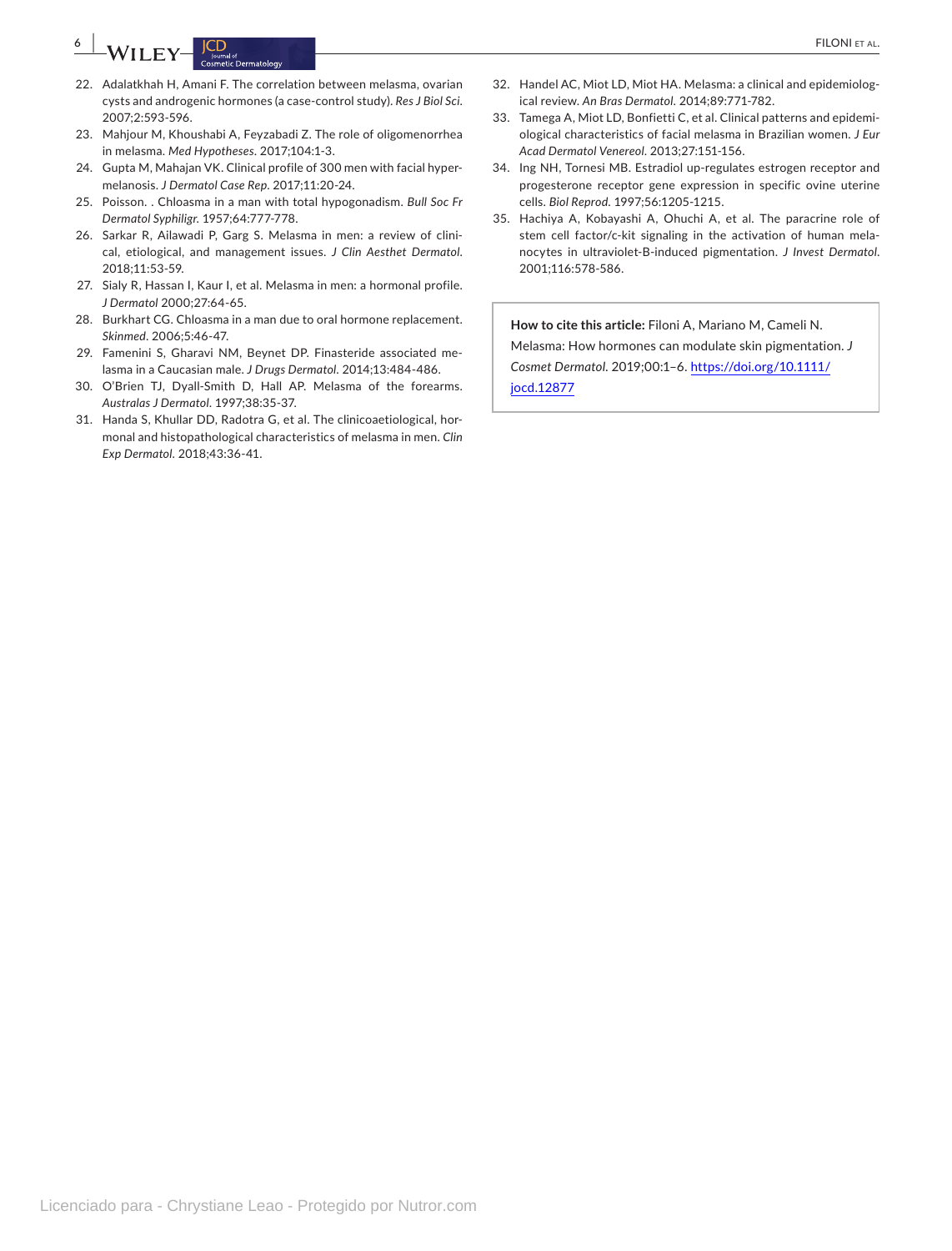22. Adalatkhah H, Amani F. The correlation between melasma, ovarian cysts and androgenic hormones (a case-control study). *Res J Biol Sci*. 2007;2:593-596.
23. Mahjour M, Khoushabi A, Feyzabadi Z. The role of oligomenorrhea in melasma. *Med Hypotheses*. 2017;104:1-3.
24. Gupta M, Mahajan VK. Clinical profile of 300 men with facial hypermelanosis. *J Dermatol Case Rep*. 2017;11:20-24.
25. Poisson. . Chloasma in a man with total hypogonadism. *Bull Soc Fr Dermatol Syphiligr*. 1957;64:777-778.
26. Sarkar R, Ailawadi P, Garg S. Melasma in men: a review of clinical, etiological, and management issues. *J Clin Aesthet Dermatol*. 2018;11:53-59.
27. Sialy R, Hassan I, Kaur I, et al. Melasma in men: a hormonal profile. *J Dermatol* 2000;27:64-65.
28. Burkhart CG. Chloasma in a man due to oral hormone replacement. *Skinmed*. 2006;5:46-47.
29. Famenini S, Gharavi NM, Beynet DP. Finasteride associated melasma in a Caucasian male. *J Drugs Dermatol*. 2014;13:484-486.
30. O'Brien TJ, Dyall-Smith D, Hall AP. Melasma of the forearms. *Australas J Dermatol*. 1997;38:35-37.
31. Handa S, Khullar DD, Radotra G, et al. The clinicoaetiological, hormonal and histopathological characteristics of melasma in men. *Clin Exp Dermatol*. 2018;43:36-41.
32. Handel AC, Miot LD, Miot HA. Melasma: a clinical and epidemiological review. *An Bras Dermatol*. 2014;89:771-782.
33. Tamega A, Miot LD, Bonfietti C, et al. Clinical patterns and epidemiological characteristics of facial melasma in Brazilian women. *J Eur Acad Dermatol Venereol*. 2013;27:151-156.
34. Ing NH, Tornesi MB. Estradiol up-regulates estrogen receptor and progesterone receptor gene expression in specific ovine uterine cells. *Biol Reprod*. 1997;56:1205-1215.
35. Hachiya A, Kobayashi A, Ohuchi A, et al. The paracrine role of stem cell factor/c-kit signaling in the activation of human melanocytes in ultraviolet-B-induced pigmentation. *J Invest Dermatol*. 2001;116:578-586.

**How to cite this article:** Filoni A, Mariano M, Cameli N. Melasma: How hormones can modulate skin pigmentation. *J Cosmet Dermatol*. 2019;00:1–6. https://doi.org/10.1111/jocd.12877

Licenciado para - Chrystiane Leao - Protegido por Nutror.com